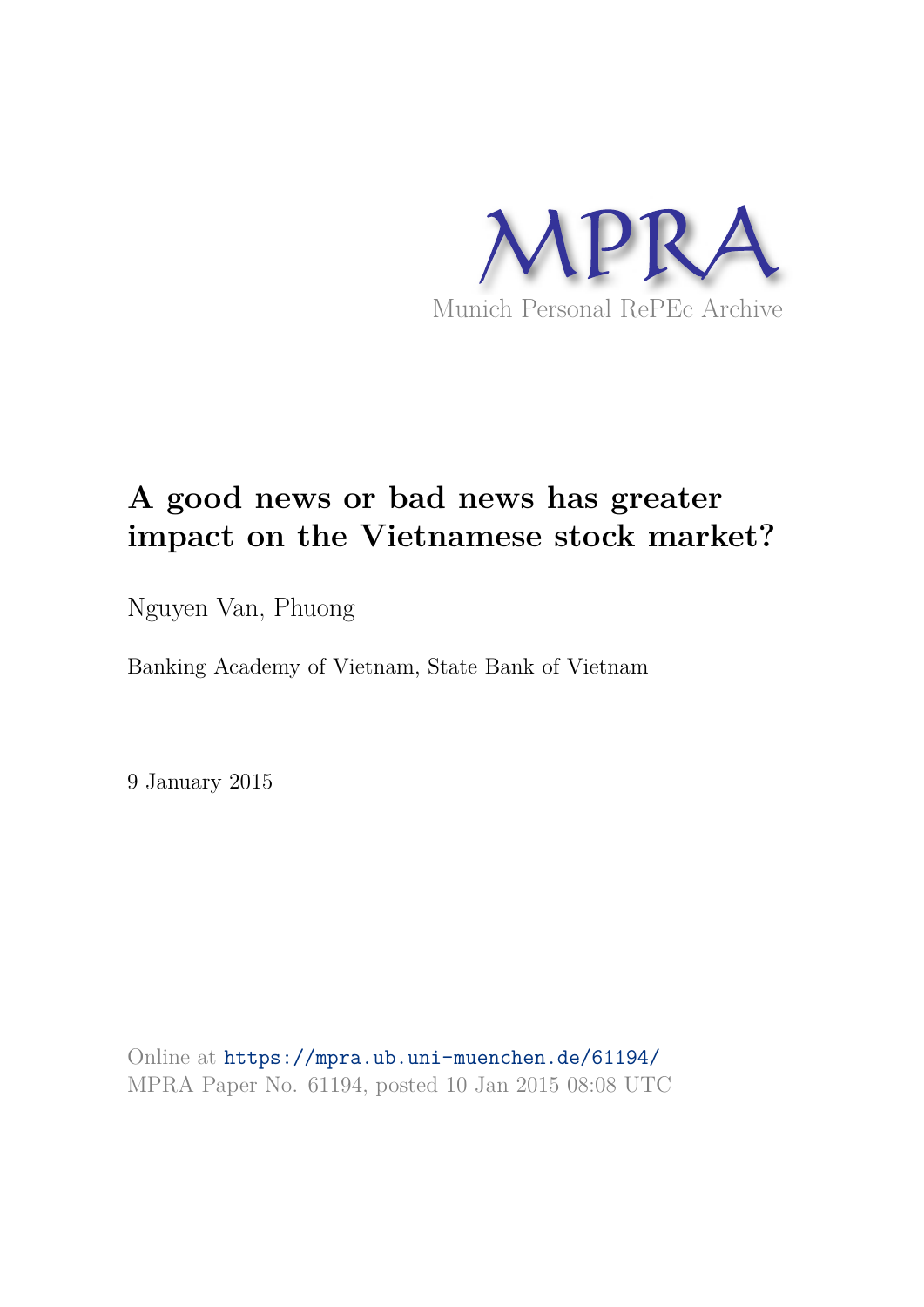MPRA

Munich Personal RePEc Archive

# A good news or bad news has greater impact on the Vietnamese stock market?

Nguyen Van, Phuong

Banking Academy of Vietnam, State Bank of Vietnam

9 January 2015

Online at https://mpra.ub.uni-muenchen.de/61194/
MPRA Paper No. 61194, posted 10 Jan 2015 08:08 UTC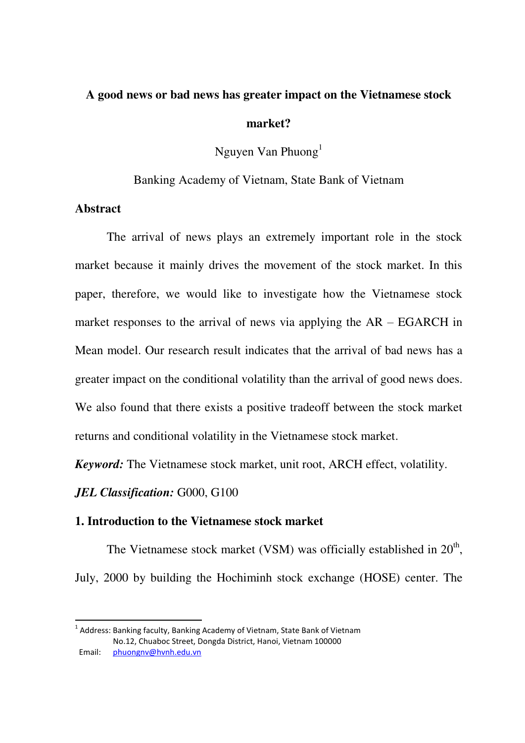# A good news or bad news has greater impact on the Vietnamese stock market?

Nguyen Van Phuong[1]

Banking Academy of Vietnam, State Bank of Vietnam

## Abstract

The arrival of news plays an extremely important role in the stock market because it mainly drives the movement of the stock market. In this paper, therefore, we would like to investigate how the Vietnamese stock market responses to the arrival of news via applying the AR – EGARCH in Mean model. Our research result indicates that the arrival of bad news has a greater impact on the conditional volatility than the arrival of good news does. We also found that there exists a positive tradeoff between the stock market returns and conditional volatility in the Vietnamese stock market.

***Keyword:*** The Vietnamese stock market, unit root, ARCH effect, volatility.

***JEL Classification:*** G000, G100

## 1. Introduction to the Vietnamese stock market

The Vietnamese stock market (VSM) was officially established in 20th, July, 2000 by building the Hochiminh stock exchange (HOSE) center. The

[1] Address: Banking faculty, Banking Academy of Vietnam, State Bank of Vietnam
No.12, Chuaboc Street, Dongda District, Hanoi, Vietnam 100000
Email: phuongnv@hvnh.edu.vn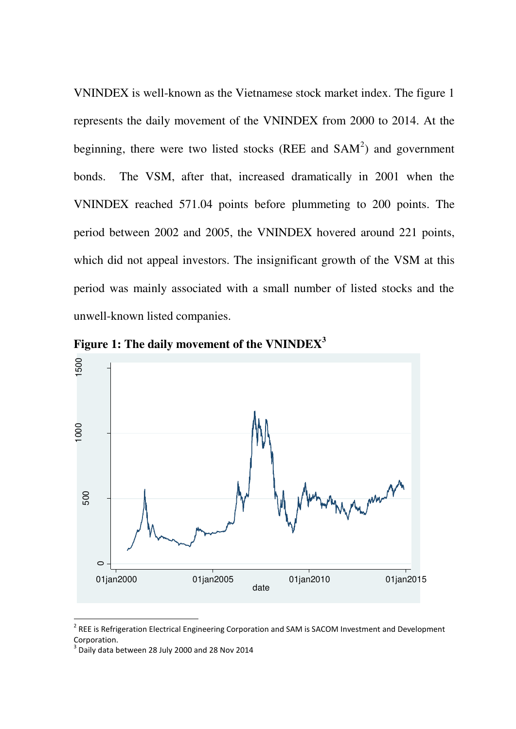VNINDEX is well-known as the Vietnamese stock market index. The figure 1 represents the daily movement of the VNINDEX from 2000 to 2014. At the beginning, there were two listed stocks (REE and SAM[2]) and government bonds. The VSM, after that, increased dramatically in 2001 when the VNINDEX reached 571.04 points before plummeting to 200 points. The period between 2002 and 2005, the VNINDEX hovered around 221 points, which did not appeal investors. The insignificant growth of the VSM at this period was mainly associated with a small number of listed stocks and the unwell-known listed companies.

**Figure 1: The daily movement of the VNINDEX[3]**

[2] REE is Refrigeration Electrical Engineering Corporation and SAM is SACOM Investment and Development Corporation.

[3] Daily data between 28 July 2000 and 28 Nov 2014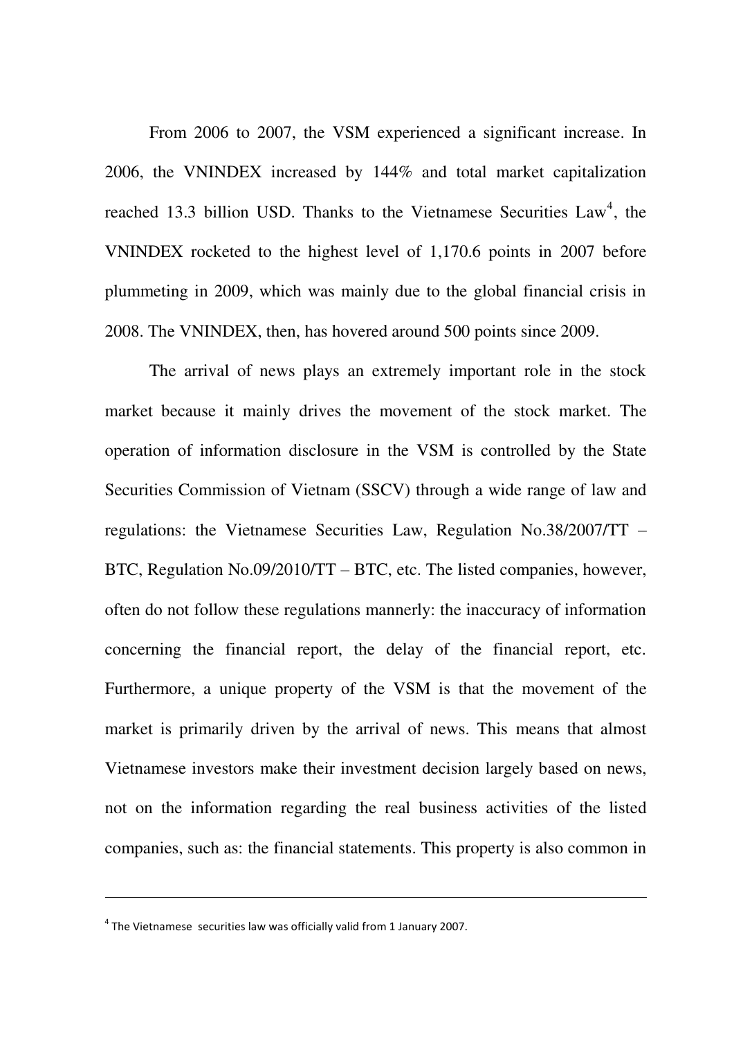From 2006 to 2007, the VSM experienced a significant increase. In 2006, the VNINDEX increased by 144% and total market capitalization reached 13.3 billion USD. Thanks to the Vietnamese Securities Law[4], the VNINDEX rocketed to the highest level of 1,170.6 points in 2007 before plummeting in 2009, which was mainly due to the global financial crisis in 2008. The VNINDEX, then, has hovered around 500 points since 2009.

The arrival of news plays an extremely important role in the stock market because it mainly drives the movement of the stock market. The operation of information disclosure in the VSM is controlled by the State Securities Commission of Vietnam (SSCV) through a wide range of law and regulations: the Vietnamese Securities Law, Regulation No.38/2007/TT – BTC, Regulation No.09/2010/TT – BTC, etc. The listed companies, however, often do not follow these regulations mannerly: the inaccuracy of information concerning the financial report, the delay of the financial report, etc. Furthermore, a unique property of the VSM is that the movement of the market is primarily driven by the arrival of news. This means that almost Vietnamese investors make their investment decision largely based on news, not on the information regarding the real business activities of the listed companies, such as: the financial statements. This property is also common in

---

[4] The Vietnamese securities law was officially valid from 1 January 2007.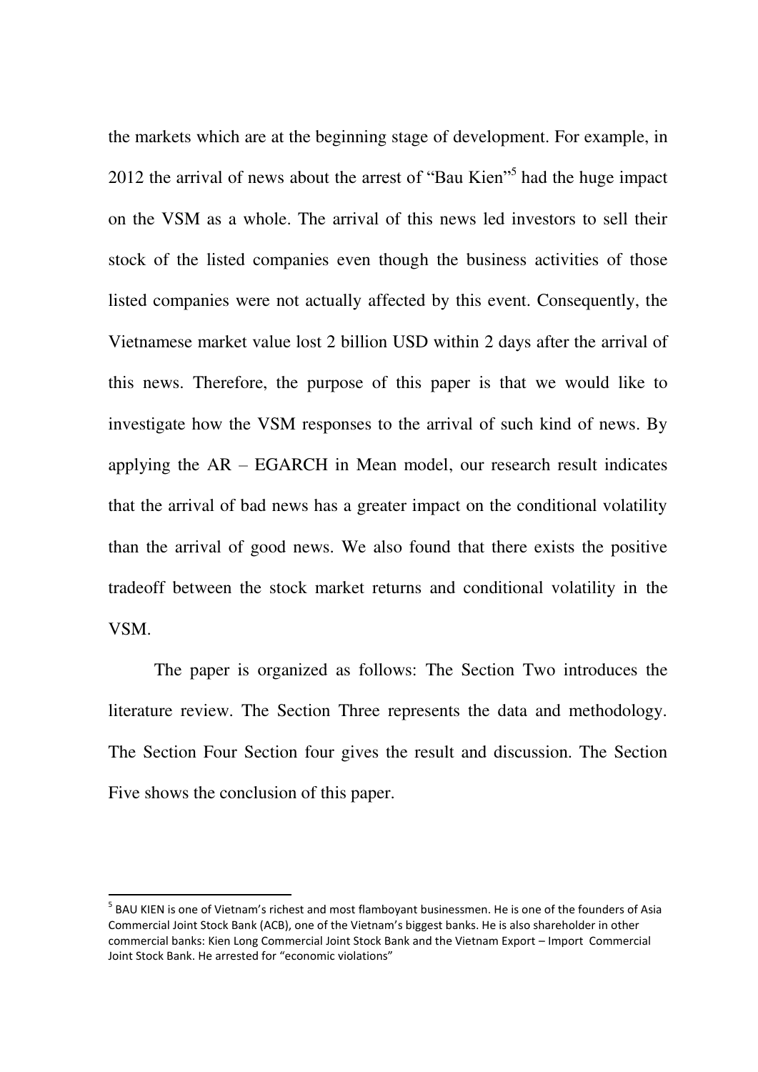the markets which are at the beginning stage of development. For example, in 2012 the arrival of news about the arrest of "Bau Kien"[5] had the huge impact on the VSM as a whole. The arrival of this news led investors to sell their stock of the listed companies even though the business activities of those listed companies were not actually affected by this event. Consequently, the Vietnamese market value lost 2 billion USD within 2 days after the arrival of this news. Therefore, the purpose of this paper is that we would like to investigate how the VSM responses to the arrival of such kind of news. By applying the AR – EGARCH in Mean model, our research result indicates that the arrival of bad news has a greater impact on the conditional volatility than the arrival of good news. We also found that there exists the positive tradeoff between the stock market returns and conditional volatility in the VSM.

The paper is organized as follows: The Section Two introduces the literature review. The Section Three represents the data and methodology. The Section Four Section four gives the result and discussion. The Section Five shows the conclusion of this paper.

---

[5] BAU KIEN is one of Vietnam's richest and most flamboyant businessmen. He is one of the founders of Asia Commercial Joint Stock Bank (ACB), one of the Vietnam's biggest banks. He is also shareholder in other commercial banks: Kien Long Commercial Joint Stock Bank and the Vietnam Export – Import Commercial Joint Stock Bank. He arrested for "economic violations"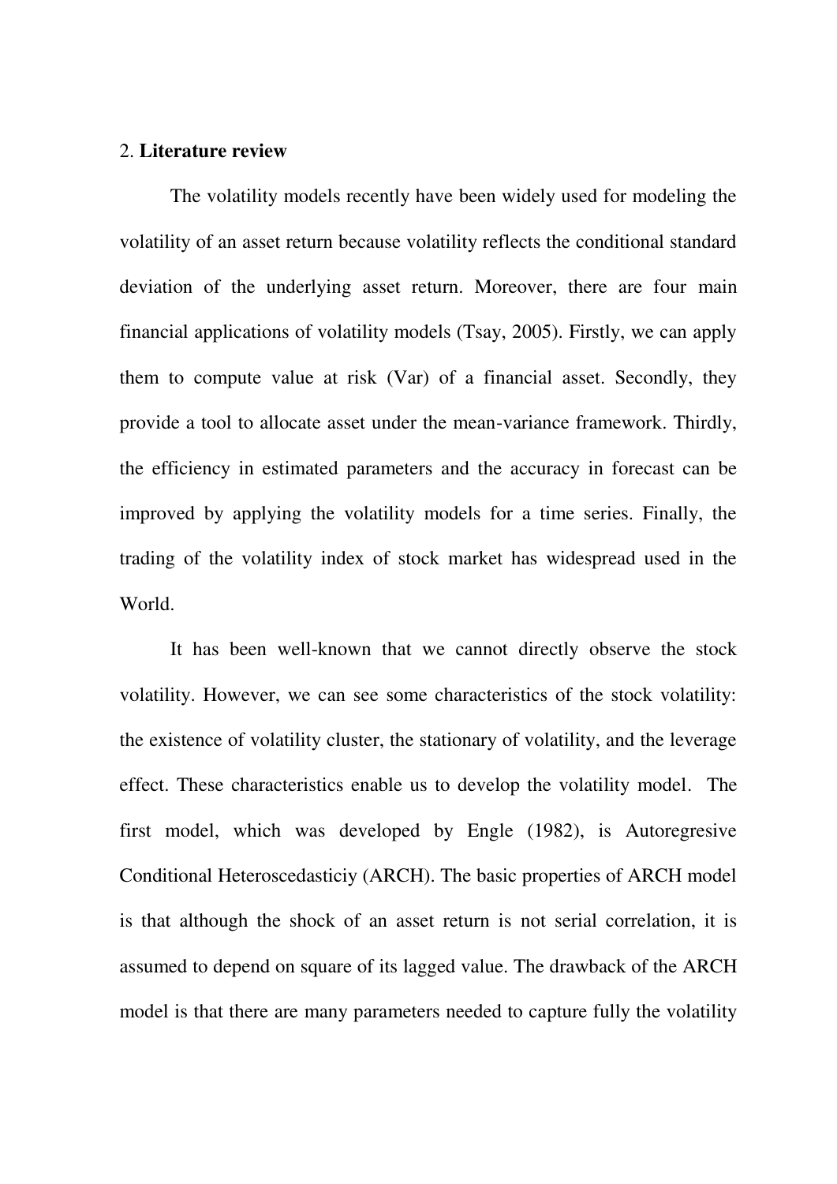## 2. **Literature review**

The volatility models recently have been widely used for modeling the volatility of an asset return because volatility reflects the conditional standard deviation of the underlying asset return. Moreover, there are four main financial applications of volatility models (Tsay, 2005). Firstly, we can apply them to compute value at risk (Var) of a financial asset. Secondly, they provide a tool to allocate asset under the mean-variance framework. Thirdly, the efficiency in estimated parameters and the accuracy in forecast can be improved by applying the volatility models for a time series. Finally, the trading of the volatility index of stock market has widespread used in the World.

It has been well-known that we cannot directly observe the stock volatility. However, we can see some characteristics of the stock volatility: the existence of volatility cluster, the stationary of volatility, and the leverage effect. These characteristics enable us to develop the volatility model. The first model, which was developed by Engle (1982), is Autoregresive Conditional Heteroscedasticiy (ARCH). The basic properties of ARCH model is that although the shock of an asset return is not serial correlation, it is assumed to depend on square of its lagged value. The drawback of the ARCH model is that there are many parameters needed to capture fully the volatility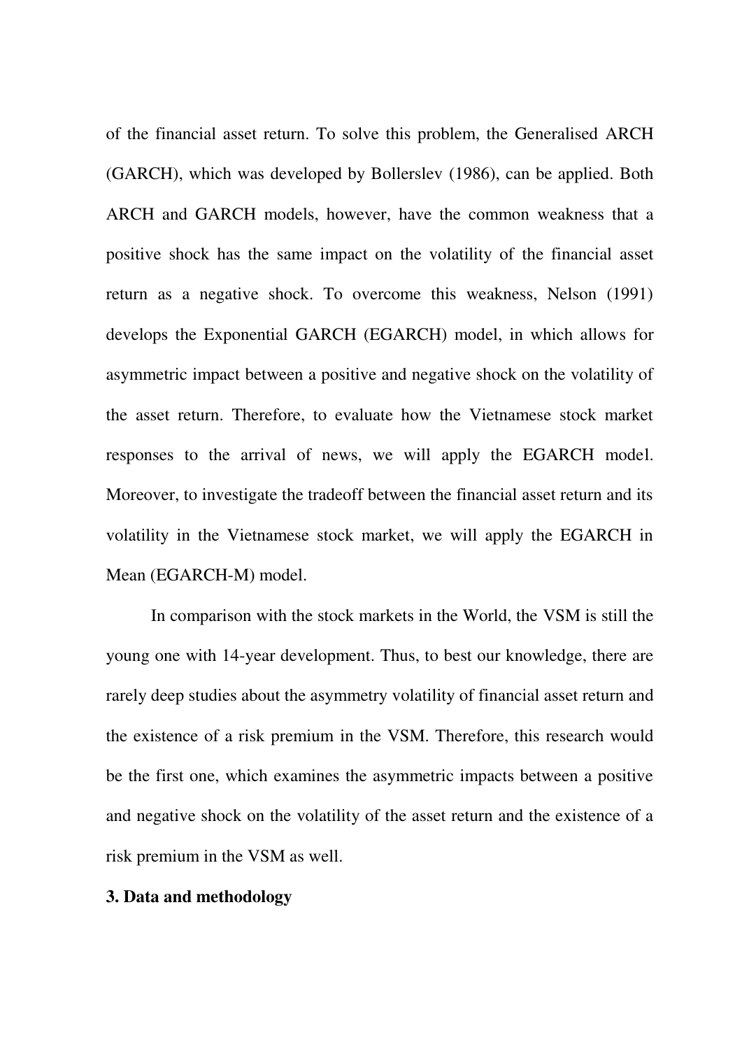of the financial asset return. To solve this problem, the Generalised ARCH (GARCH), which was developed by Bollerslev (1986), can be applied. Both ARCH and GARCH models, however, have the common weakness that a positive shock has the same impact on the volatility of the financial asset return as a negative shock. To overcome this weakness, Nelson (1991) develops the Exponential GARCH (EGARCH) model, in which allows for asymmetric impact between a positive and negative shock on the volatility of the asset return. Therefore, to evaluate how the Vietnamese stock market responses to the arrival of news, we will apply the EGARCH model. Moreover, to investigate the tradeoff between the financial asset return and its volatility in the Vietnamese stock market, we will apply the EGARCH in Mean (EGARCH-M) model.

In comparison with the stock markets in the World, the VSM is still the young one with 14-year development. Thus, to best our knowledge, there are rarely deep studies about the asymmetry volatility of financial asset return and the existence of a risk premium in the VSM. Therefore, this research would be the first one, which examines the asymmetric impacts between a positive and negative shock on the volatility of the asset return and the existence of a risk premium in the VSM as well.

## 3. Data and methodology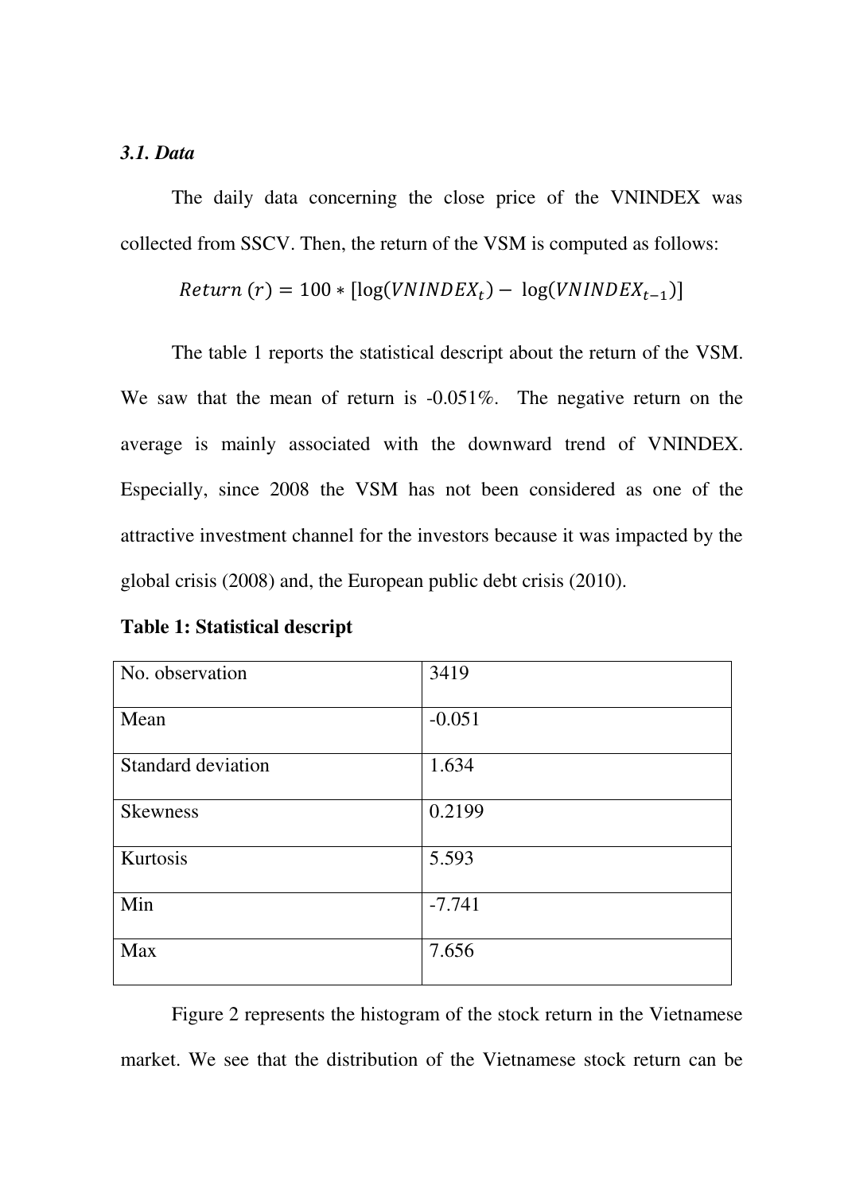### *3.1. Data*

The daily data concerning the close price of the VNINDEX was collected from SSCV. Then, the return of the VSM is computed as follows:

$$Return\ (r) = 100 * [\log(VNINDEX_t) - \log(VNINDEX_{t-1})]$$

The table 1 reports the statistical descript about the return of the VSM. We saw that the mean of return is -0.051%. The negative return on the average is mainly associated with the downward trend of VNINDEX. Especially, since 2008 the VSM has not been considered as one of the attractive investment channel for the investors because it was impacted by the global crisis (2008) and, the European public debt crisis (2010).

**Table 1: Statistical descript**

| No. observation | 3419 |
|---|---|
| Mean | -0.051 |
| Standard deviation | 1.634 |
| Skewness | 0.2199 |
| Kurtosis | 5.593 |
| Min | -7.741 |
| Max | 7.656 |

Figure 2 represents the histogram of the stock return in the Vietnamese market. We see that the distribution of the Vietnamese stock return can be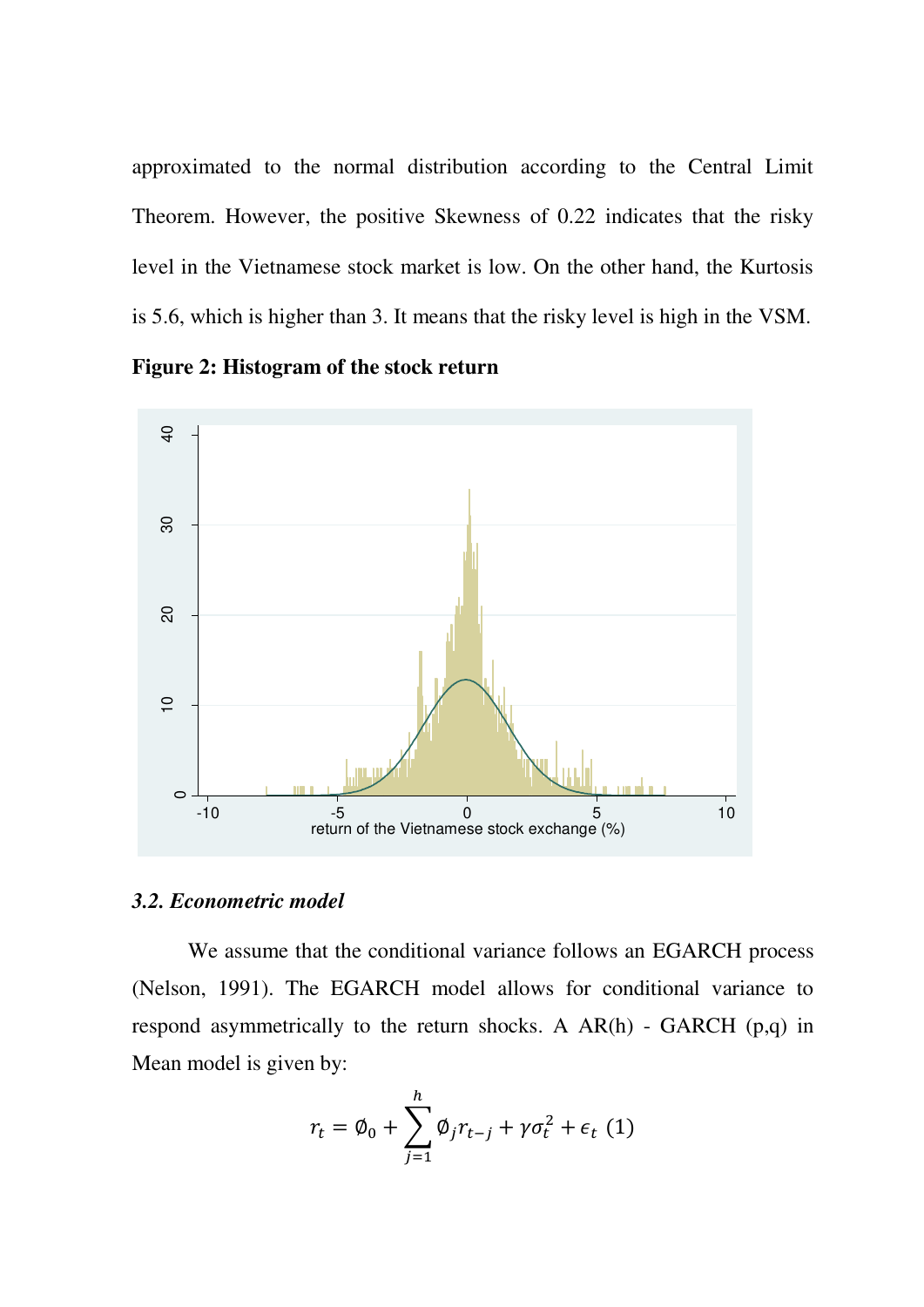approximated to the normal distribution according to the Central Limit Theorem. However, the positive Skewness of 0.22 indicates that the risky level in the Vietnamese stock market is low. On the other hand, the Kurtosis is 5.6, which is higher than 3. It means that the risky level is high in the VSM.

**Figure 2: Histogram of the stock return**

### *3.2. Econometric model*

We assume that the conditional variance follows an EGARCH process (Nelson, 1991). The EGARCH model allows for conditional variance to respond asymmetrically to the return shocks. A AR(h) - GARCH (p,q) in Mean model is given by:

$$r_t = \emptyset_0 + \sum_{j=1}^{h} \emptyset_j r_{t-j} + \gamma \sigma_t^2 + \epsilon_t \ (1)$$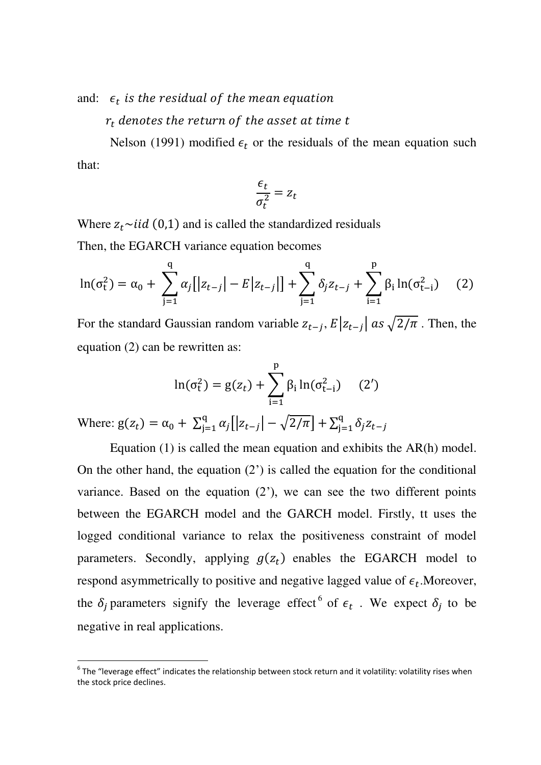and: $\epsilon_t$ *is the residual of the mean equation*

$r_t$ *denotes the return of the asset at time t*

Nelson (1991) modified $\epsilon_t$ or the residuals of the mean equation such that:

$$\frac{\epsilon_t}{\sigma_t^2} = z_t$$

Where $z_t \sim iid\ (0,1)$ and is called the standardized residuals

Then, the EGARCH variance equation becomes

$$\ln(\sigma_t^2) = \alpha_0 + \sum_{j=1}^{q} \alpha_j \left[ |z_{t-j}| - E|z_{t-j}| \right] + \sum_{j=1}^{q} \delta_j z_{t-j} + \sum_{i=1}^{p} \beta_i \ln(\sigma_{t-i}^2) \quad (2)$$

For the standard Gaussian random variable $z_{t-j}$, $E|z_{t-j}|\ as\ \sqrt{2/\pi}$ . Then, the equation (2) can be rewritten as:

$$\ln(\sigma_t^2) = g(z_t) + \sum_{i=1}^{p} \beta_i \ln(\sigma_{t-i}^2) \quad (2')$$

Where: $g(z_t) = \alpha_0 + \sum_{j=1}^{q} \alpha_j \left[ |z_{t-j}| - \sqrt{2/\pi} \right] + \sum_{j=1}^{q} \delta_j z_{t-j}$

Equation (1) is called the mean equation and exhibits the AR(h) model. On the other hand, the equation (2') is called the equation for the conditional variance. Based on the equation (2'), we can see the two different points between the EGARCH model and the GARCH model. Firstly, tt uses the logged conditional variance to relax the positiveness constraint of model parameters. Secondly, applying $g(z_t)$ enables the EGARCH model to respond asymmetrically to positive and negative lagged value of $\epsilon_t$.Moreover, the $\delta_j$ parameters signify the leverage effect[6] of $\epsilon_t$ . We expect $\delta_j$ to be negative in real applications.

[6] The "leverage effect" indicates the relationship between stock return and it volatility: volatility rises when the stock price declines.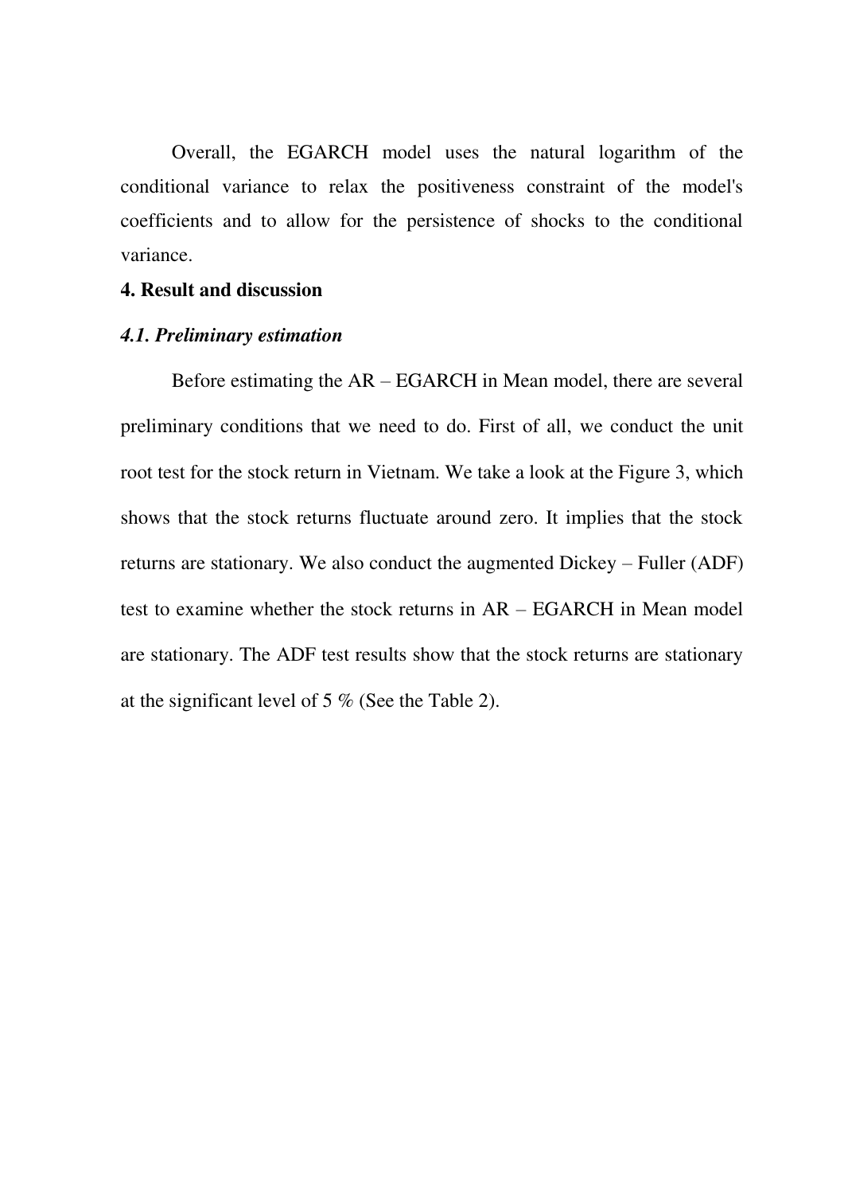Overall, the EGARCH model uses the natural logarithm of the conditional variance to relax the positiveness constraint of the model's coefficients and to allow for the persistence of shocks to the conditional variance.

## 4. Result and discussion

### *4.1. Preliminary estimation*

Before estimating the AR – EGARCH in Mean model, there are several preliminary conditions that we need to do. First of all, we conduct the unit root test for the stock return in Vietnam. We take a look at the Figure 3, which shows that the stock returns fluctuate around zero. It implies that the stock returns are stationary. We also conduct the augmented Dickey – Fuller (ADF) test to examine whether the stock returns in AR – EGARCH in Mean model are stationary. The ADF test results show that the stock returns are stationary at the significant level of 5 % (See the Table 2).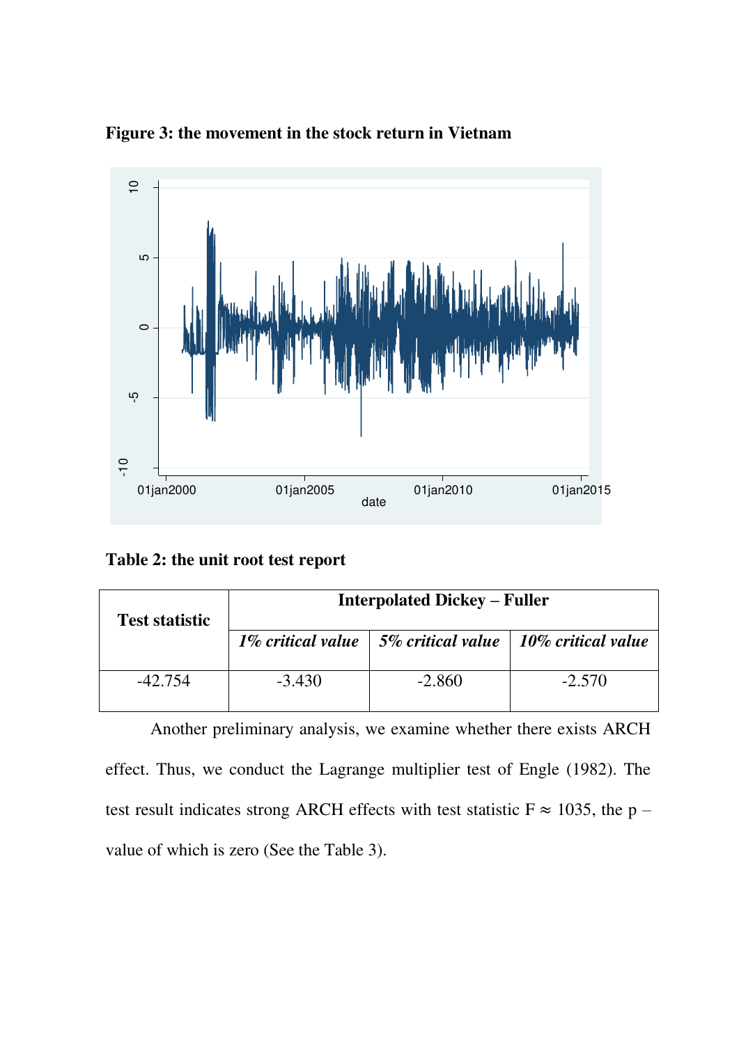**Figure 3: the movement in the stock return in Vietnam**

**Table 2: the unit root test report**

| Test statistic | Interpolated Dickey – Fuller | | |
|---|---|---|---|
| | *1% critical value* | *5% critical value* | *10% critical value* |
| -42.754 | -3.430 | -2.860 | -2.570 |

Another preliminary analysis, we examine whether there exists ARCH effect. Thus, we conduct the Lagrange multiplier test of Engle (1982). The test result indicates strong ARCH effects with test statistic $F \approx 1035$, the p – value of which is zero (See the Table 3).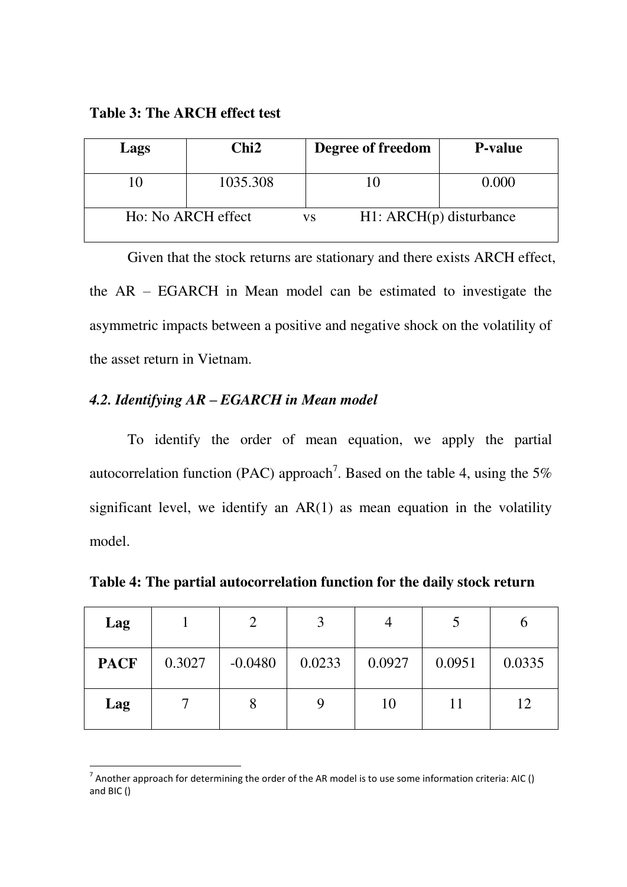**Table 3: The ARCH effect test**

| Lags | Chi2 | Degree of freedom | P-value |
|---|---|---|---|
| 10 | 1035.308 | 10 | 0.000 |
| Ho: No ARCH effect | vs | H1: ARCH(p) disturbance | |

Given that the stock returns are stationary and there exists ARCH effect, the AR – EGARCH in Mean model can be estimated to investigate the asymmetric impacts between a positive and negative shock on the volatility of the asset return in Vietnam.

### *4.2. Identifying AR – EGARCH in Mean model*

To identify the order of mean equation, we apply the partial autocorrelation function (PAC) approach[7]. Based on the table 4, using the 5% significant level, we identify an AR(1) as mean equation in the volatility model.

**Table 4: The partial autocorrelation function for the daily stock return**

| **Lag** | 1 | 2 | 3 | 4 | 5 | 6 |
|---|---|---|---|---|---|---|
| **PACF** | 0.3027 | -0.0480 | 0.0233 | 0.0927 | 0.0951 | 0.0335 |
| **Lag** | 7 | 8 | 9 | 10 | 11 | 12 |

[7] Another approach for determining the order of the AR model is to use some information criteria: AIC () and BIC ()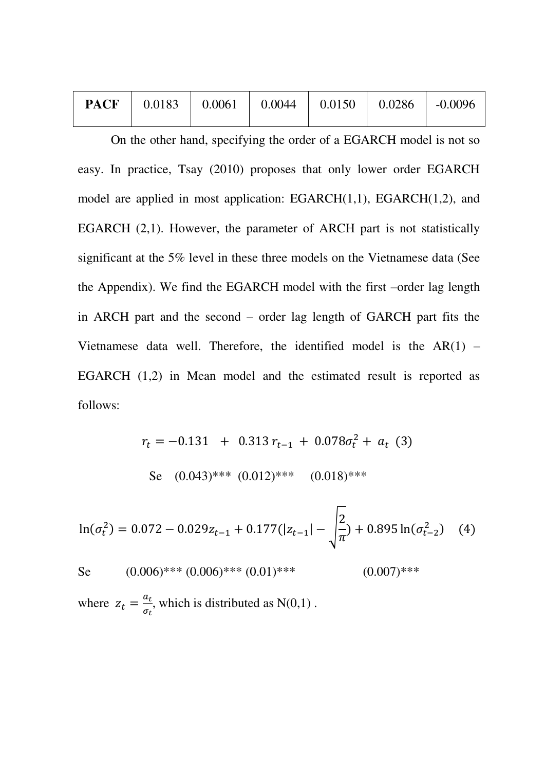| PACF | 0.0183 | 0.0061 | 0.0044 | 0.0150 | 0.0286 | -0.0096 |
|---|---|---|---|---|---|---|

On the other hand, specifying the order of a EGARCH model is not so easy. In practice, Tsay (2010) proposes that only lower order EGARCH model are applied in most application: EGARCH(1,1), EGARCH(1,2), and EGARCH (2,1). However, the parameter of ARCH part is not statistically significant at the 5% level in these three models on the Vietnamese data (See the Appendix). We find the EGARCH model with the first –order lag length in ARCH part and the second – order lag length of GARCH part fits the Vietnamese data well. Therefore, the identified model is the AR(1) – EGARCH (1,2) in Mean model and the estimated result is reported as follows:

$$r_t = -0.131 \quad + \quad 0.313\, r_{t-1} \; + \; 0.078\sigma_t^2 + \; a_t \quad (3)$$

Se (0.043)*** (0.012)*** (0.018)***

$$\ln(\sigma_t^2) = 0.072 - 0.029 z_{t-1} + 0.177(|z_{t-1}| - \sqrt{\frac{2}{\pi}}) + 0.895\ln(\sigma_{t-2}^2) \quad (4)$$

Se (0.006)*** (0.006)*** (0.01)*** (0.007)***

where $z_t = \frac{a_t}{\sigma_t}$, which is distributed as N(0,1) .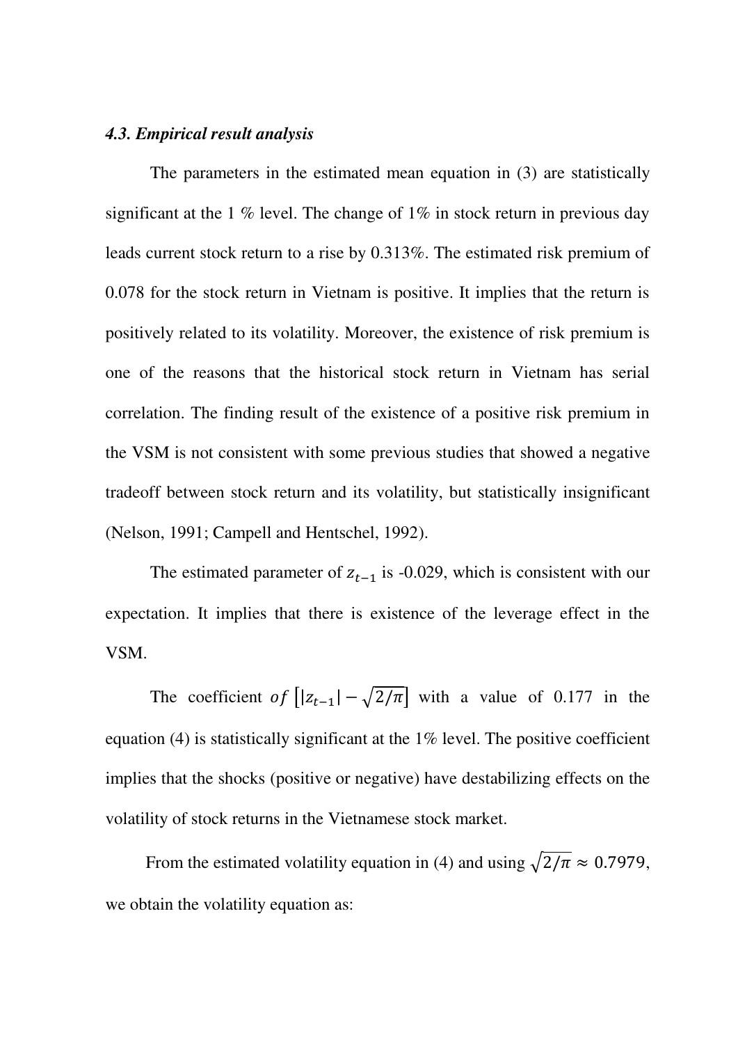### *4.3. Empirical result analysis*

The parameters in the estimated mean equation in (3) are statistically significant at the 1 % level. The change of 1% in stock return in previous day leads current stock return to a rise by 0.313%. The estimated risk premium of 0.078 for the stock return in Vietnam is positive. It implies that the return is positively related to its volatility. Moreover, the existence of risk premium is one of the reasons that the historical stock return in Vietnam has serial correlation. The finding result of the existence of a positive risk premium in the VSM is not consistent with some previous studies that showed a negative tradeoff between stock return and its volatility, but statistically insignificant (Nelson, 1991; Campell and Hentschel, 1992).

The estimated parameter of $z_{t-1}$ is -0.029, which is consistent with our expectation. It implies that there is existence of the leverage effect in the VSM.

The coefficient $of\ \left[|z_{t-1}| - \sqrt{2/\pi}\right]$ with a value of 0.177 in the equation (4) is statistically significant at the 1% level. The positive coefficient implies that the shocks (positive or negative) have destabilizing effects on the volatility of stock returns in the Vietnamese stock market.

From the estimated volatility equation in (4) and using $\sqrt{2/\pi} \approx 0.7979$, we obtain the volatility equation as: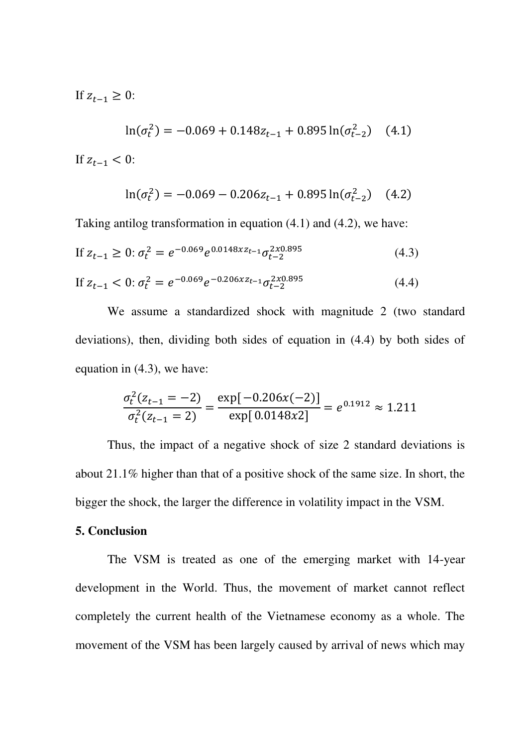If $z_{t-1} \geq 0$:

$$\ln(\sigma_t^2) = -0.069 + 0.148 z_{t-1} + 0.895 \ln(\sigma_{t-2}^2) \quad (4.1)$$

If $z_{t-1} < 0$:

$$\ln(\sigma_t^2) = -0.069 - 0.206 z_{t-1} + 0.895 \ln(\sigma_{t-2}^2) \quad (4.2)$$

Taking antilog transformation in equation (4.1) and (4.2), we have:

If $z_{t-1} \geq 0$: $\sigma_t^2 = e^{-0.069} e^{0.0148 x z_{t-1}} \sigma_{t-2}^{2x0.895}$ (4.3)

If $z_{t-1} < 0$: $\sigma_t^2 = e^{-0.069} e^{-0.206 x z_{t-1}} \sigma_{t-2}^{2x0.895}$ (4.4)

We assume a standardized shock with magnitude 2 (two standard deviations), then, dividing both sides of equation in (4.4) by both sides of equation in (4.3), we have:

$$\frac{\sigma_t^2(z_{t-1} = -2)}{\sigma_t^2(z_{t-1} = 2)} = \frac{\exp[-0.206 x(-2)]}{\exp[\,0.0148 x 2]} = e^{0.1912} \approx 1.211$$

Thus, the impact of a negative shock of size 2 standard deviations is about 21.1% higher than that of a positive shock of the same size. In short, the bigger the shock, the larger the difference in volatility impact in the VSM.

**5. Conclusion**

The VSM is treated as one of the emerging market with 14-year development in the World. Thus, the movement of market cannot reflect completely the current health of the Vietnamese economy as a whole. The movement of the VSM has been largely caused by arrival of news which may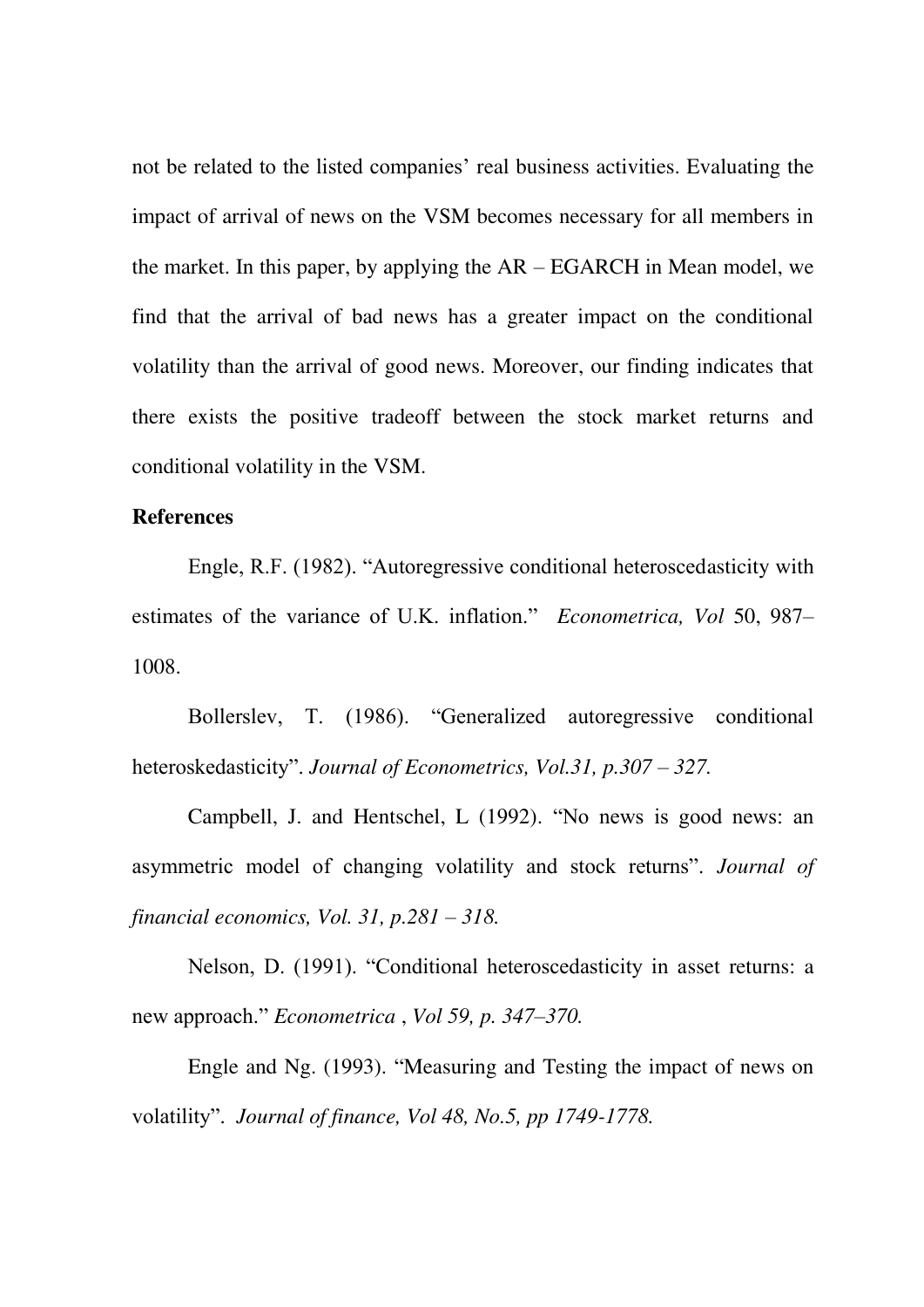not be related to the listed companies' real business activities. Evaluating the impact of arrival of news on the VSM becomes necessary for all members in the market. In this paper, by applying the AR – EGARCH in Mean model, we find that the arrival of bad news has a greater impact on the conditional volatility than the arrival of good news. Moreover, our finding indicates that there exists the positive tradeoff between the stock market returns and conditional volatility in the VSM.

**References**

Engle, R.F. (1982). "Autoregressive conditional heteroscedasticity with estimates of the variance of U.K. inflation." *Econometrica, Vol* 50, 987–1008.

Bollerslev, T. (1986). "Generalized autoregressive conditional heteroskedasticity". *Journal of Econometrics, Vol.31, p.307 – 327.*

Campbell, J. and Hentschel, L (1992). "No news is good news: an asymmetric model of changing volatility and stock returns". *Journal of financial economics, Vol. 31, p.281 – 318.*

Nelson, D. (1991). "Conditional heteroscedasticity in asset returns: a new approach." *Econometrica* , *Vol 59, p. 347–370.*

Engle and Ng. (1993). "Measuring and Testing the impact of news on volatility". *Journal of finance, Vol 48, No.5, pp 1749-1778.*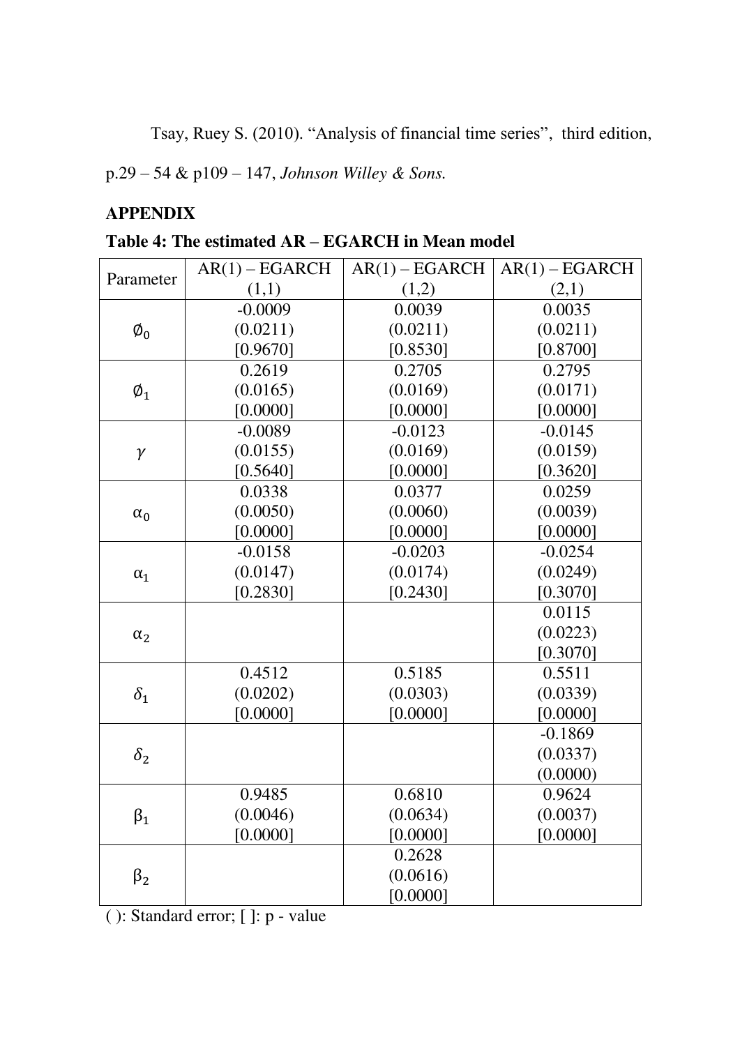Tsay, Ruey S. (2010). “Analysis of financial time series”, third edition, p.29 – 54 & p109 – 147, *Johnson Willey & Sons.*

**APPENDIX**

**Table 4: The estimated AR – EGARCH in Mean model**

| Parameter | AR(1) – EGARCH (1,1) | AR(1) – EGARCH (1,2) | AR(1) – EGARCH (2,1) |
|---|---|---|---|
| $\emptyset_0$ | -0.0009 (0.0211) [0.9670] | 0.0039 (0.0211) [0.8530] | 0.0035 (0.0211) [0.8700] |
| $\emptyset_1$ | 0.2619 (0.0165) [0.0000] | 0.2705 (0.0169) [0.0000] | 0.2795 (0.0171) [0.0000] |
| $\gamma$ | -0.0089 (0.0155) [0.5640] | -0.0123 (0.0169) [0.0000] | -0.0145 (0.0159) [0.3620] |
| $\alpha_0$ | 0.0338 (0.0050) [0.0000] | 0.0377 (0.0060) [0.0000] | 0.0259 (0.0039) [0.0000] |
| $\alpha_1$ | -0.0158 (0.0147) [0.2830] | -0.0203 (0.0174) [0.2430] | -0.0254 (0.0249) [0.3070] |
| $\alpha_2$ | | | 0.0115 (0.0223) [0.3070] |
| $\delta_1$ | 0.4512 (0.0202) [0.0000] | 0.5185 (0.0303) [0.0000] | 0.5511 (0.0339) [0.0000] |
| $\delta_2$ | | | -0.1869 (0.0337) (0.0000) |
| $\beta_1$ | 0.9485 (0.0046) [0.0000] | 0.6810 (0.0634) [0.0000] | 0.9624 (0.0037) [0.0000] |
| $\beta_2$ | | 0.2628 (0.0616) [0.0000] | |

( ): Standard error; [ ]: p - value